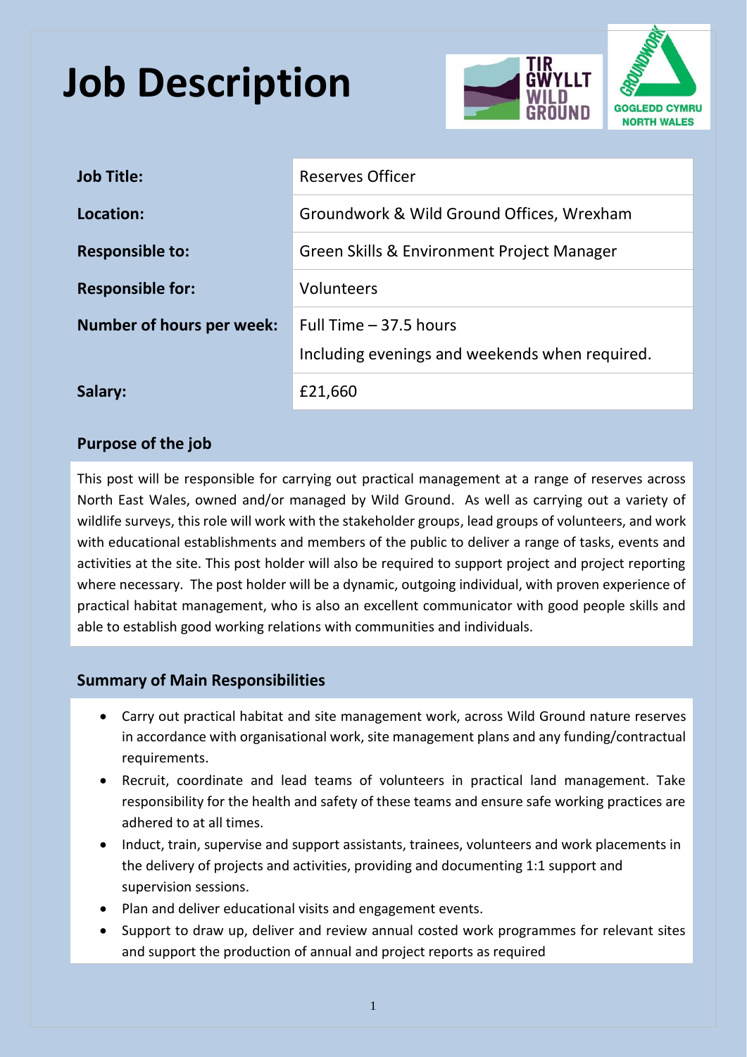# Job Description

| | |
|---|---|
| **Job Title:** | Reserves Officer |
| **Location:** | Groundwork & Wild Ground Offices, Wrexham |
| **Responsible to:** | Green Skills & Environment Project Manager |
| **Responsible for:** | Volunteers |
| **Number of hours per week:** | Full Time – 37.5 hours<br>Including evenings and weekends when required. |
| **Salary:** | £21,660 |

## Purpose of the job

This post will be responsible for carrying out practical management at a range of reserves across North East Wales, owned and/or managed by Wild Ground. As well as carrying out a variety of wildlife surveys, this role will work with the stakeholder groups, lead groups of volunteers, and work with educational establishments and members of the public to deliver a range of tasks, events and activities at the site. This post holder will also be required to support project and project reporting where necessary. The post holder will be a dynamic, outgoing individual, with proven experience of practical habitat management, who is also an excellent communicator with good people skills and able to establish good working relations with communities and individuals.

## Summary of Main Responsibilities

- Carry out practical habitat and site management work, across Wild Ground nature reserves in accordance with organisational work, site management plans and any funding/contractual requirements.
- Recruit, coordinate and lead teams of volunteers in practical land management. Take responsibility for the health and safety of these teams and ensure safe working practices are adhered to at all times.
- Induct, train, supervise and support assistants, trainees, volunteers and work placements in the delivery of projects and activities, providing and documenting 1:1 support and supervision sessions.
- Plan and deliver educational visits and engagement events.
- Support to draw up, deliver and review annual costed work programmes for relevant sites and support the production of annual and project reports as required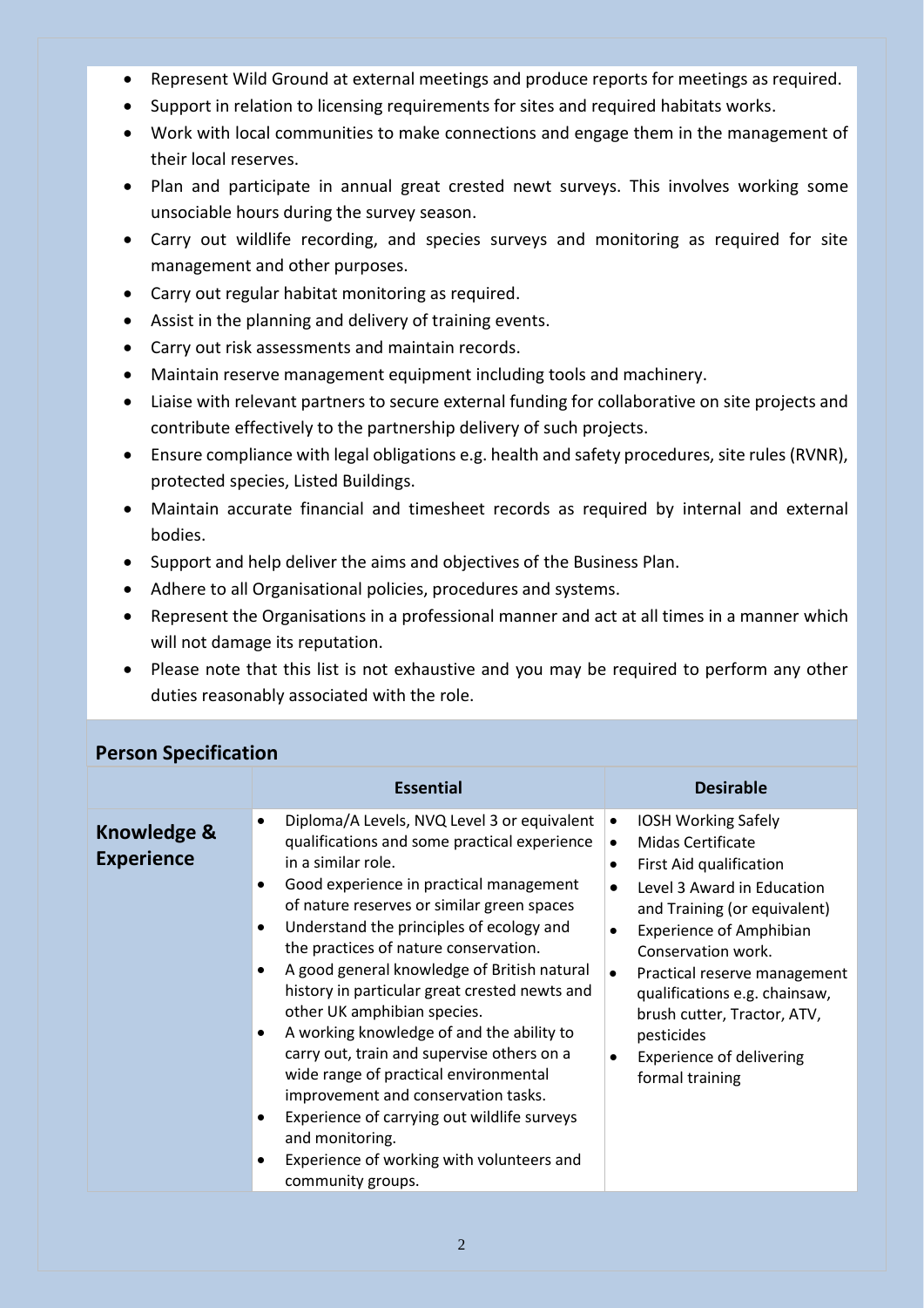- Represent Wild Ground at external meetings and produce reports for meetings as required.
- Support in relation to licensing requirements for sites and required habitats works.
- Work with local communities to make connections and engage them in the management of their local reserves.
- Plan and participate in annual great crested newt surveys. This involves working some unsociable hours during the survey season.
- Carry out wildlife recording, and species surveys and monitoring as required for site management and other purposes.
- Carry out regular habitat monitoring as required.
- Assist in the planning and delivery of training events.
- Carry out risk assessments and maintain records.
- Maintain reserve management equipment including tools and machinery.
- Liaise with relevant partners to secure external funding for collaborative on site projects and contribute effectively to the partnership delivery of such projects.
- Ensure compliance with legal obligations e.g. health and safety procedures, site rules (RVNR), protected species, Listed Buildings.
- Maintain accurate financial and timesheet records as required by internal and external bodies.
- Support and help deliver the aims and objectives of the Business Plan.
- Adhere to all Organisational policies, procedures and systems.
- Represent the Organisations in a professional manner and act at all times in a manner which will not damage its reputation.
- Please note that this list is not exhaustive and you may be required to perform any other duties reasonably associated with the role.

## Person Specification

| | Essential | Desirable |
|---|---|---|
| **Knowledge & Experience** | • Diploma/A Levels, NVQ Level 3 or equivalent qualifications and some practical experience in a similar role.<br>• Good experience in practical management of nature reserves or similar green spaces<br>• Understand the principles of ecology and the practices of nature conservation.<br>• A good general knowledge of British natural history in particular great crested newts and other UK amphibian species.<br>• A working knowledge of and the ability to carry out, train and supervise others on a wide range of practical environmental improvement and conservation tasks.<br>• Experience of carrying out wildlife surveys and monitoring.<br>• Experience of working with volunteers and community groups. | • IOSH Working Safely<br>• Midas Certificate<br>• First Aid qualification<br>• Level 3 Award in Education and Training (or equivalent)<br>• Experience of Amphibian Conservation work.<br>• Practical reserve management qualifications e.g. chainsaw, brush cutter, Tractor, ATV, pesticides<br>• Experience of delivering formal training |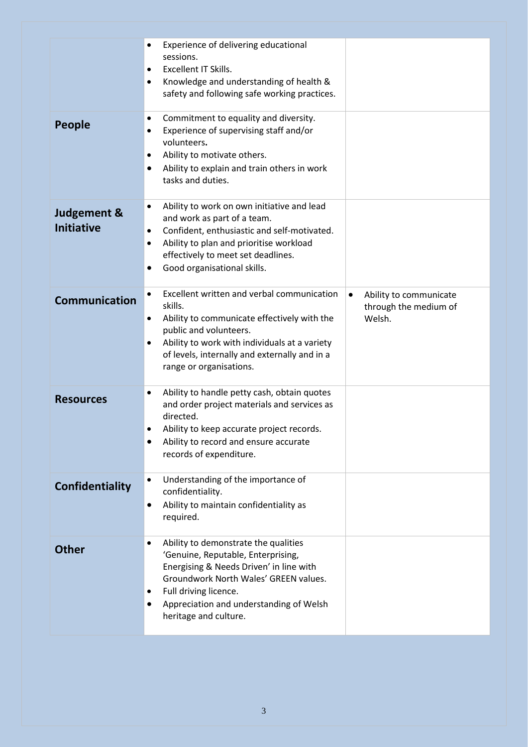| | | |
|---|---|---|
| | • Experience of delivering educational sessions.<br>• Excellent IT Skills.<br>• Knowledge and understanding of health & safety and following safe working practices. | |
| **People** | • Commitment to equality and diversity.<br>• Experience of supervising staff and/or volunteers.<br>• Ability to motivate others.<br>• Ability to explain and train others in work tasks and duties. | |
| **Judgement & Initiative** | • Ability to work on own initiative and lead and work as part of a team.<br>• Confident, enthusiastic and self-motivated.<br>• Ability to plan and prioritise workload effectively to meet set deadlines.<br>• Good organisational skills. | |
| **Communication** | • Excellent written and verbal communication skills.<br>• Ability to communicate effectively with the public and volunteers.<br>• Ability to work with individuals at a variety of levels, internally and externally and in a range or organisations. | • Ability to communicate through the medium of Welsh. |
| **Resources** | • Ability to handle petty cash, obtain quotes and order project materials and services as directed.<br>• Ability to keep accurate project records.<br>• Ability to record and ensure accurate records of expenditure. | |
| **Confidentiality** | • Understanding of the importance of confidentiality.<br>• Ability to maintain confidentiality as required. | |
| **Other** | • Ability to demonstrate the qualities 'Genuine, Reputable, Enterprising, Energising & Needs Driven' in line with Groundwork North Wales' GREEN values.<br>• Full driving licence.<br>• Appreciation and understanding of Welsh heritage and culture. | |